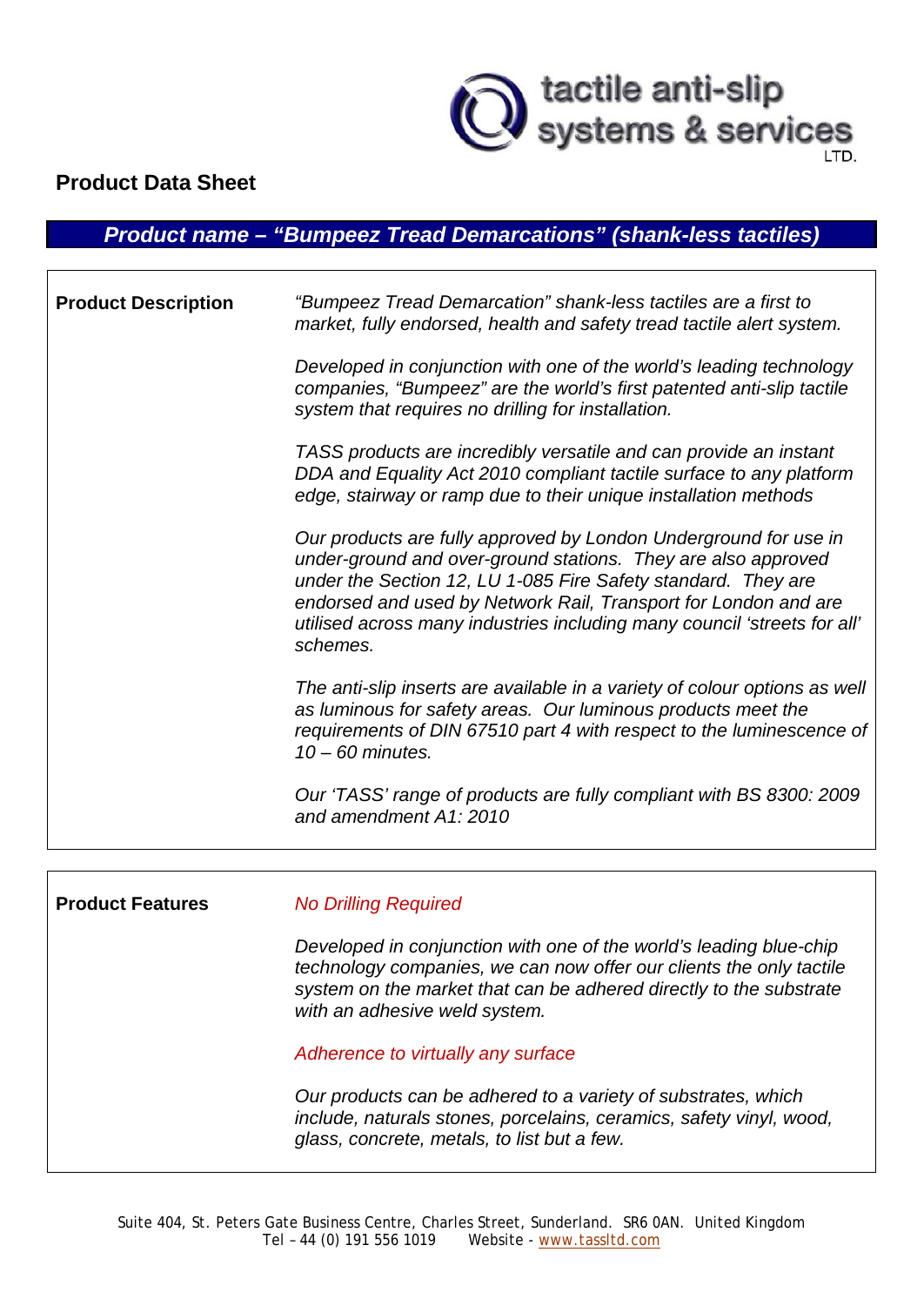tactile anti-slip systems & services LTD.

# Product Data Sheet

## *Product name – "Bumpeez Tread Demarcations" (shank-less tactiles)*

| | |
|---|---|
| **Product Description** | *"Bumpeez Tread Demarcation" shank-less tactiles are a first to market, fully endorsed, health and safety tread tactile alert system.*<br><br>*Developed in conjunction with one of the world's leading technology companies, "Bumpeez" are the world's first patented anti-slip tactile system that requires no drilling for installation.*<br><br>*TASS products are incredibly versatile and can provide an instant DDA and Equality Act 2010 compliant tactile surface to any platform edge, stairway or ramp due to their unique installation methods*<br><br>*Our products are fully approved by London Underground for use in under-ground and over-ground stations. They are also approved under the Section 12, LU 1-085 Fire Safety standard. They are endorsed and used by Network Rail, Transport for London and are utilised across many industries including many council 'streets for all' schemes.*<br><br>*The anti-slip inserts are available in a variety of colour options as well as luminous for safety areas. Our luminous products meet the requirements of DIN 67510 part 4 with respect to the luminescence of 10 – 60 minutes.*<br><br>*Our 'TASS' range of products are fully compliant with BS 8300: 2009 and amendment A1: 2010* |

| | |
|---|---|
| **Product Features** | *No Drilling Required*<br><br>*Developed in conjunction with one of the world's leading blue-chip technology companies, we can now offer our clients the only tactile system on the market that can be adhered directly to the substrate with an adhesive weld system.*<br><br>*Adherence to virtually any surface*<br><br>*Our products can be adhered to a variety of substrates, which include, naturals stones, porcelains, ceramics, safety vinyl, wood, glass, concrete, metals, to list but a few.* |

Suite 404, St. Peters Gate Business Centre, Charles Street, Sunderland. SR6 0AN. United Kingdom
Tel – 44 (0) 191 556 1019 Website - www.tassltd.com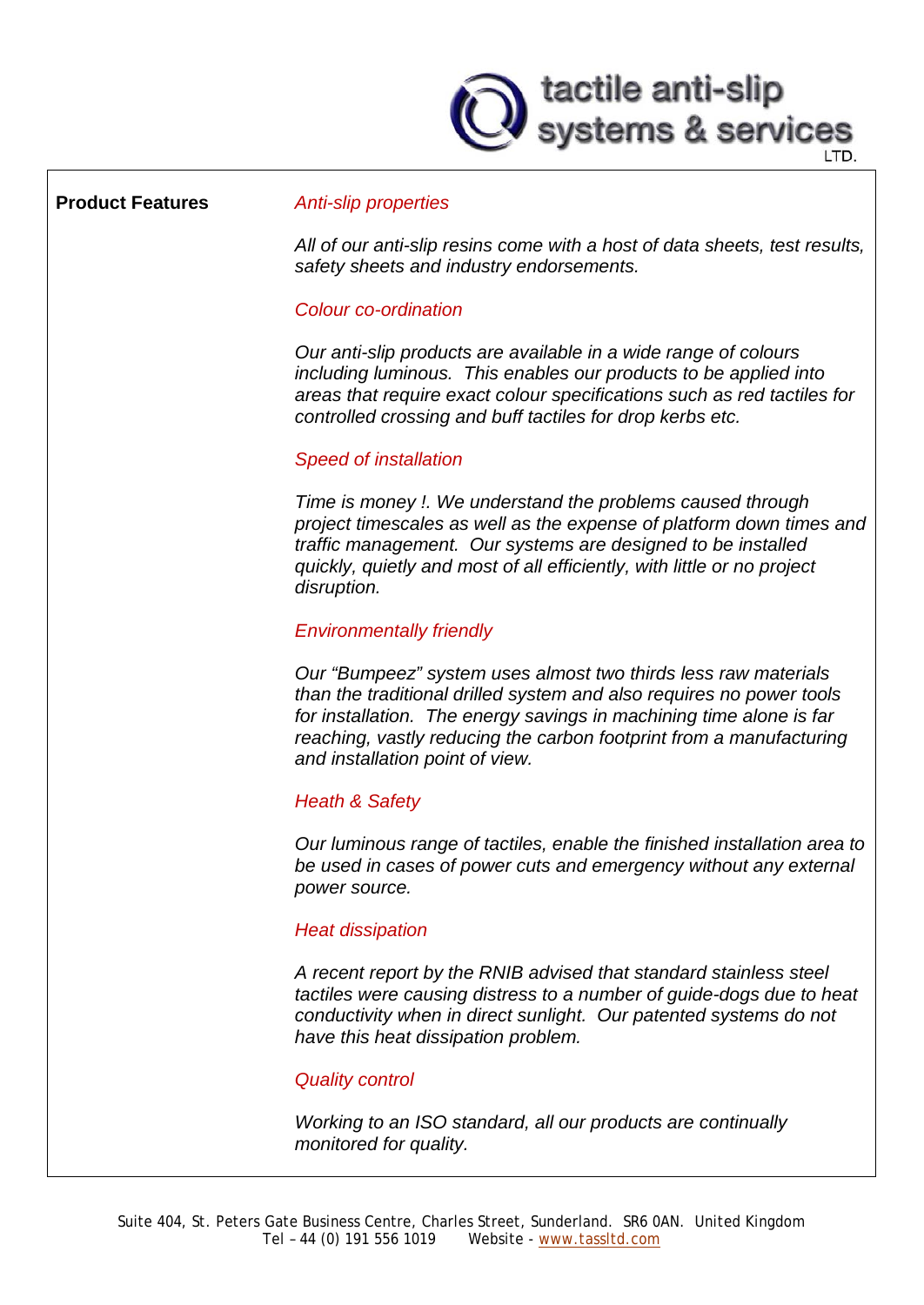**Product Features**

*Anti-slip properties*

*All of our anti-slip resins come with a host of data sheets, test results, safety sheets and industry endorsements.*

*Colour co-ordination*

*Our anti-slip products are available in a wide range of colours including luminous. This enables our products to be applied into areas that require exact colour specifications such as red tactiles for controlled crossing and buff tactiles for drop kerbs etc.*

*Speed of installation*

*Time is money !. We understand the problems caused through project timescales as well as the expense of platform down times and traffic management. Our systems are designed to be installed quickly, quietly and most of all efficiently, with little or no project disruption.*

*Environmentally friendly*

*Our "Bumpeez" system uses almost two thirds less raw materials than the traditional drilled system and also requires no power tools for installation. The energy savings in machining time alone is far reaching, vastly reducing the carbon footprint from a manufacturing and installation point of view.*

*Heath & Safety*

*Our luminous range of tactiles, enable the finished installation area to be used in cases of power cuts and emergency without any external power source.*

*Heat dissipation*

*A recent report by the RNIB advised that standard stainless steel tactiles were causing distress to a number of guide-dogs due to heat conductivity when in direct sunlight. Our patented systems do not have this heat dissipation problem.*

*Quality control*

*Working to an ISO standard, all our products are continually monitored for quality.*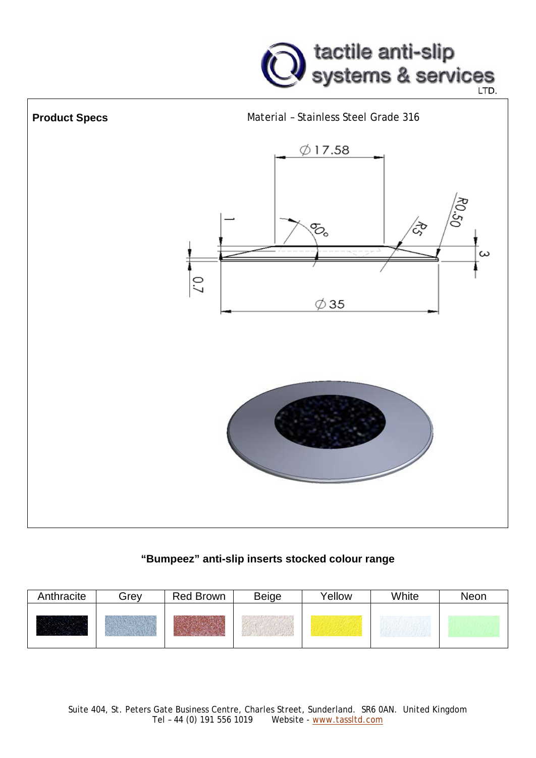**Product Specs**

Material – Stainless Steel Grade 316

Ø17.58

1

60°

R5

R0.50

3

0.7

Ø35

**"Bumpeez" anti-slip inserts stocked colour range**

| Anthracite | Grey | Red Brown | Beige | Yellow | White | Neon |
|---|---|---|---|---|---|---|
| | | | | | | |

Suite 404, St. Peters Gate Business Centre, Charles Street, Sunderland. SR6 0AN. United Kingdom
Tel – 44 (0) 191 556 1019 Website - www.tassltd.com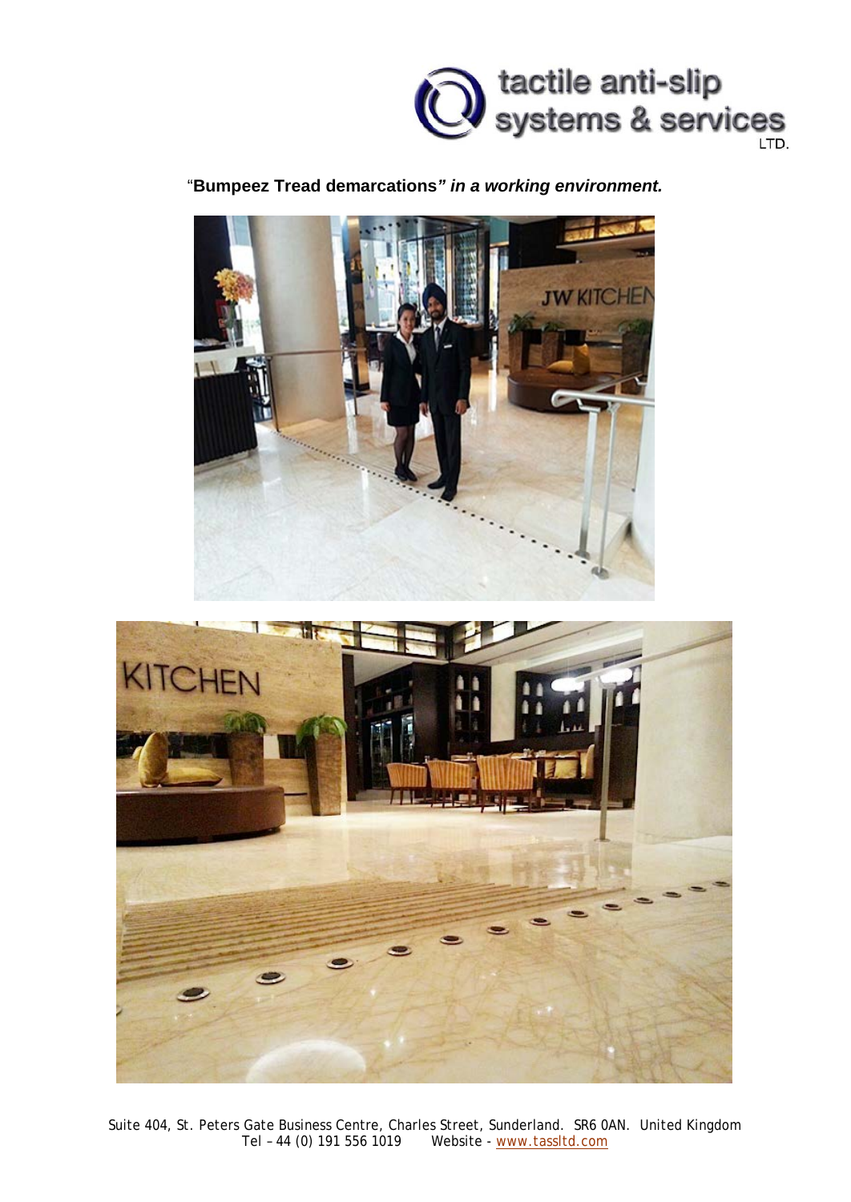"**Bumpeez Tread demarcations*" in a working environment.***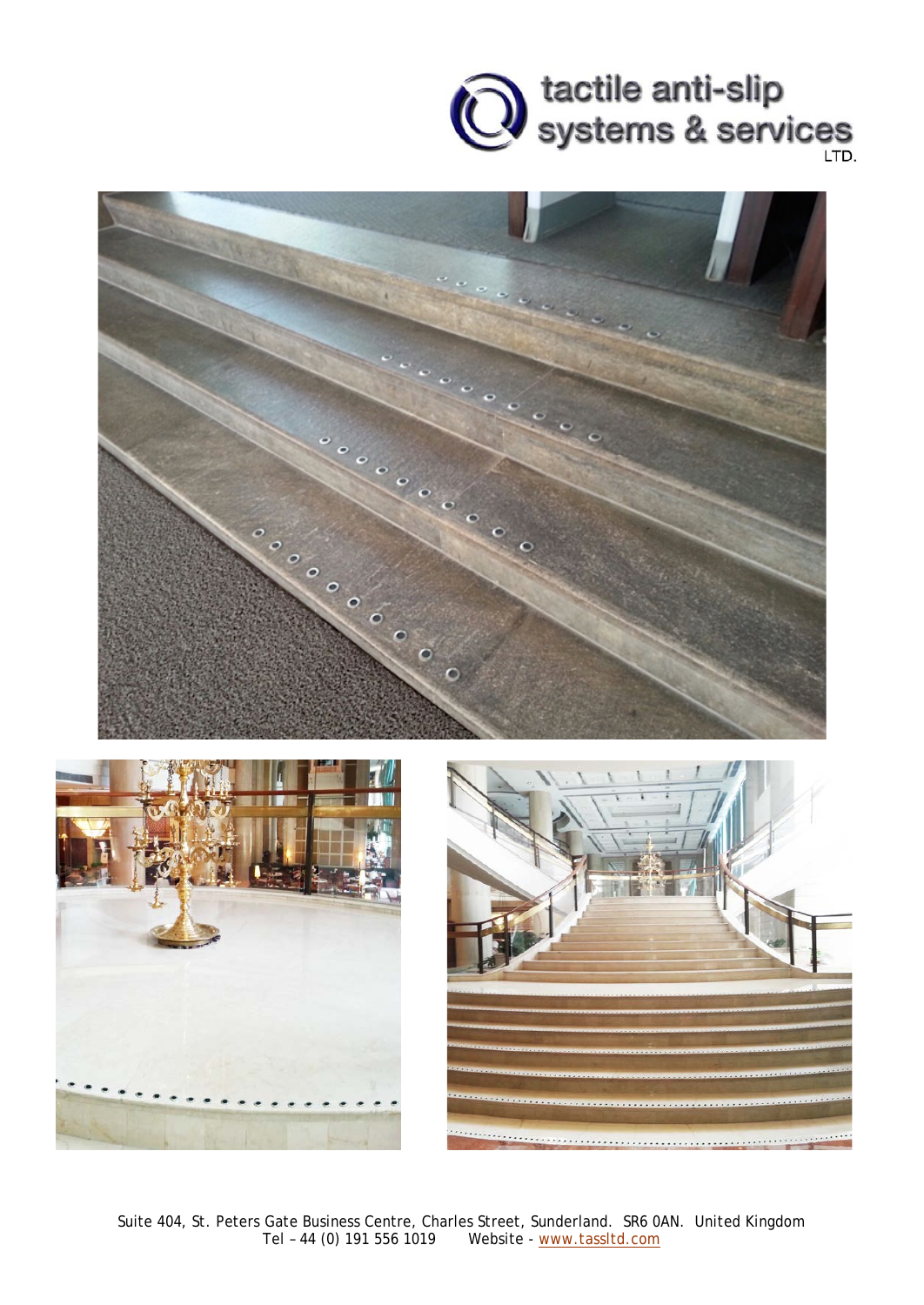tactile anti-slip systems & services LTD.

Suite 404, St. Peters Gate Business Centre, Charles Street, Sunderland. SR6 0AN. United Kingdom
Tel – 44 (0) 191 556 1019 Website - www.tassltd.com